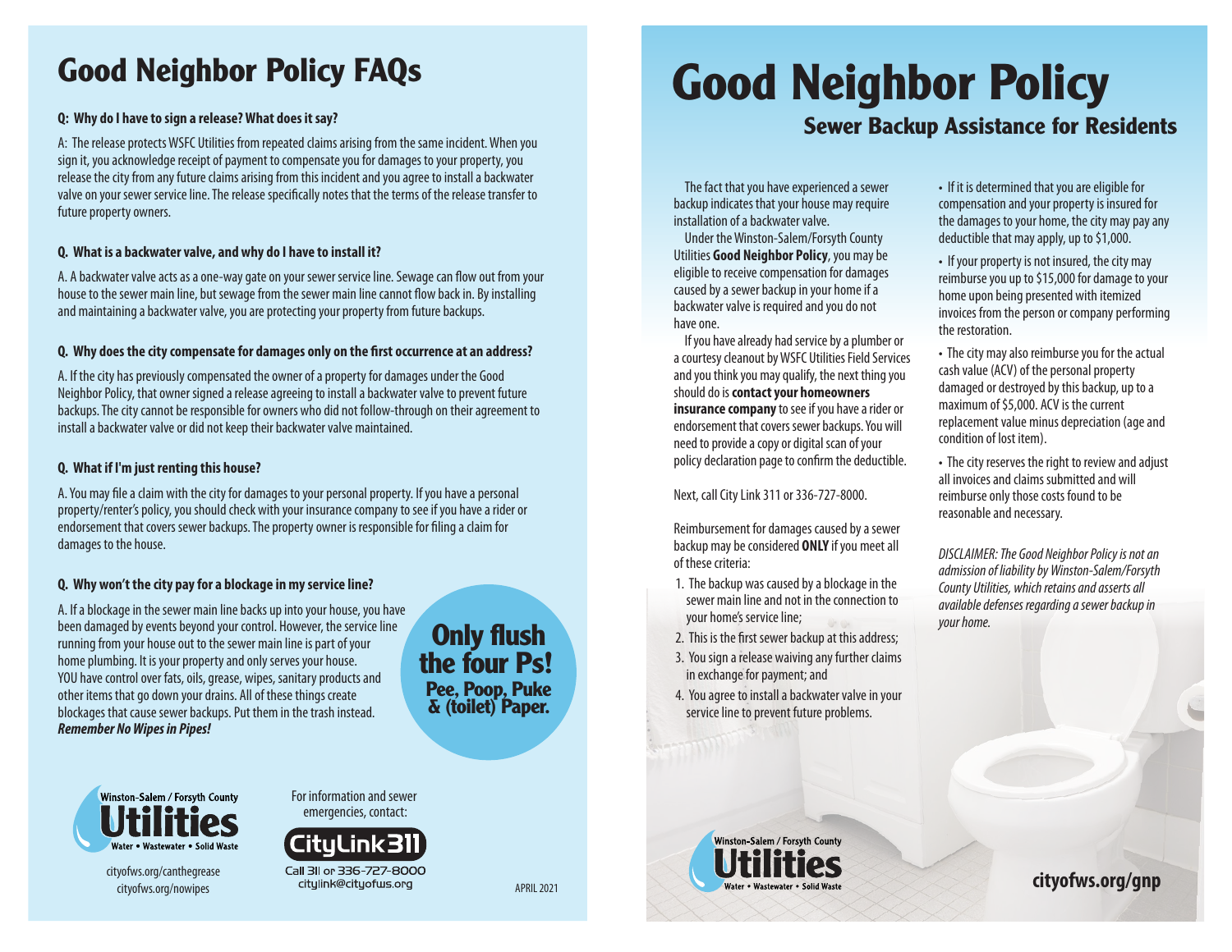# Good Neighbor Policy FAQs

**Q: Why do I have to sign a release? What does it say?**

A: The release protects WSFC Utilities from repeated claims arising from the same incident. When you sign it, you acknowledge receipt of payment to compensate you for damages to your property, you release the city from any future claims arising from this incident and you agree to install a backwater valve on your sewer service line. The release specifically notes that the terms of the release transfer to future property owners.

**Q. What is a backwater valve, and why do I have to install it?**

A. A backwater valve acts as a one-way gate on your sewer service line. Sewage can flow out from your house to the sewer main line, but sewage from the sewer main line cannot flow back in. By installing and maintaining a backwater valve, you are protecting your property from future backups.

**Q. Why does the city compensate for damages only on the first occurrence at an address?**

A. If the city has previously compensated the owner of a property for damages under the Good Neighbor Policy, that owner signed a release agreeing to install a backwater valve to prevent future backups. The city cannot be responsible for owners who did not follow-through on their agreement to install a backwater valve or did not keep their backwater valve maintained.

**Q. What if I'm just renting this house?**

A. You may file a claim with the city for damages to your personal property. If you have a personal property/renter's policy, you should check with your insurance company to see if you have a rider or endorsement that covers sewer backups. The property owner is responsible for filing a claim for damages to the house.

**Q. Why won't the city pay for a blockage in my service line?**

A. If a blockage in the sewer main line backs up into your house, you have been damaged by events beyond your control. However, the service line running from your house out to the sewer main line is part of your home plumbing. It is your property and only serves your house. YOU have control over fats, oils, grease, wipes, sanitary products and other items that go down your drains. All of these things create blockages that cause sewer backups. Put them in the trash instead. ***Remember No Wipes in Pipes!***

**Only flush the four Ps!**
**Pee, Poop, Puke & (toilet) Paper.**

Winston-Salem / Forsyth County Utilities
Water • Wastewater • Solid Waste

cityofws.org/canthegrease
cityofws.org/nowipes

For information and sewer emergencies, contact:

CityLink311

Call 311 or 336-727-8000
citylink@cityofws.org

APRIL 2021

# Good Neighbor Policy

## Sewer Backup Assistance for Residents

The fact that you have experienced a sewer backup indicates that your house may require installation of a backwater valve.

Under the Winston-Salem/Forsyth County Utilities **Good Neighbor Policy**, you may be eligible to receive compensation for damages caused by a sewer backup in your home if a backwater valve is required and you do not have one.

If you have already had service by a plumber or a courtesy cleanout by WSFC Utilities Field Services and you think you may qualify, the next thing you should do is **contact your homeowners insurance company** to see if you have a rider or endorsement that covers sewer backups. You will need to provide a copy or digital scan of your policy declaration page to confirm the deductible.

Next, call City Link 311 or 336-727-8000.

Reimbursement for damages caused by a sewer backup may be considered **ONLY** if you meet all of these criteria:

1. The backup was caused by a blockage in the sewer main line and not in the connection to your home's service line;
2. This is the first sewer backup at this address;
3. You sign a release waiving any further claims in exchange for payment; and
4. You agree to install a backwater valve in your service line to prevent future problems.

- If it is determined that you are eligible for compensation and your property is insured for the damages to your home, the city may pay any deductible that may apply, up to $1,000.
- If your property is not insured, the city may reimburse you up to $15,000 for damage to your home upon being presented with itemized invoices from the person or company performing the restoration.
- The city may also reimburse you for the actual cash value (ACV) of the personal property damaged or destroyed by this backup, up to a maximum of $5,000. ACV is the current replacement value minus depreciation (age and condition of lost item).
- The city reserves the right to review and adjust all invoices and claims submitted and will reimburse only those costs found to be reasonable and necessary.

*DISCLAIMER: The Good Neighbor Policy is not an admission of liability by Winston-Salem/Forsyth County Utilities, which retains and asserts all available defenses regarding a sewer backup in your home.*

Winston-Salem / Forsyth County Utilities
Water • Wastewater • Solid Waste

**cityofws.org/gnp**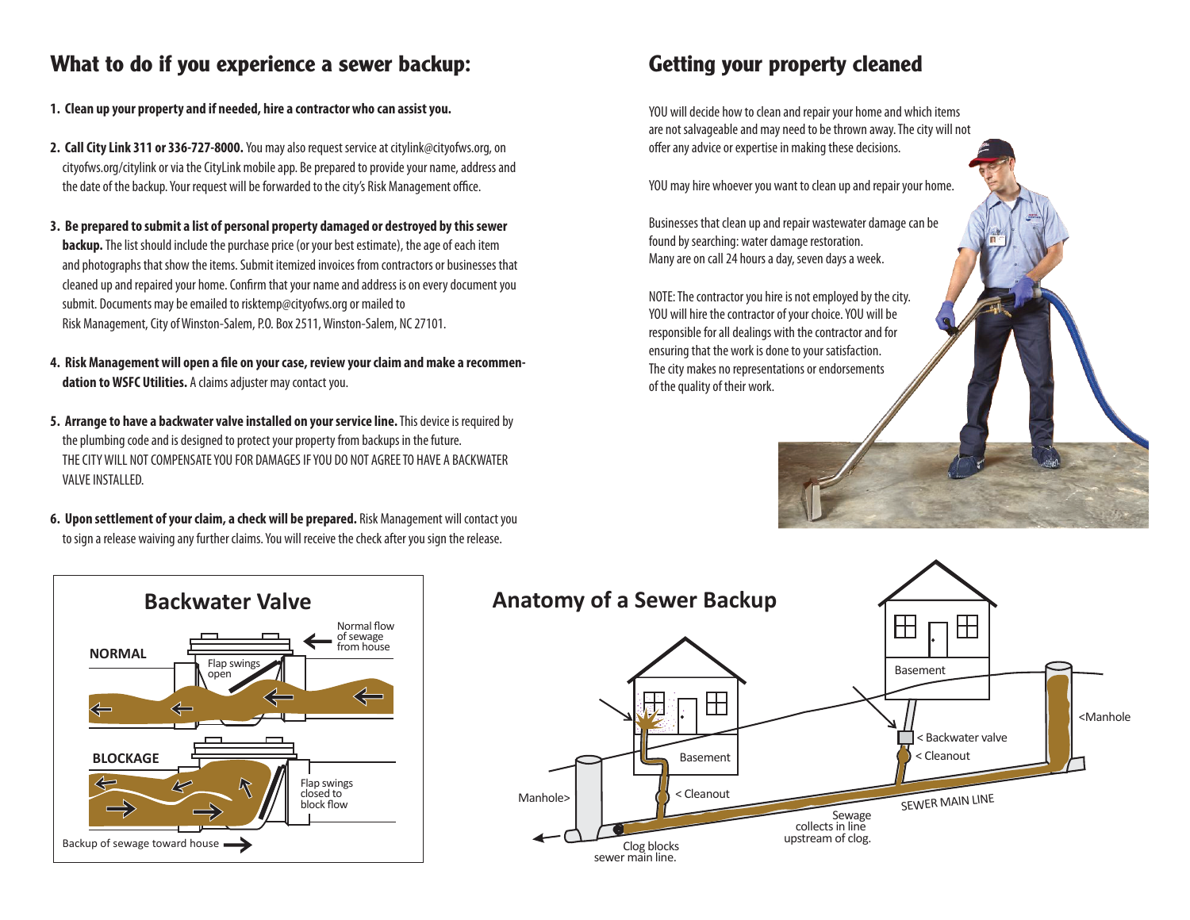## What to do if you experience a sewer backup:

1. **Clean up your property and if needed, hire a contractor who can assist you.**

2. **Call City Link 311 or 336-727-8000.** You may also request service at citylink@cityofws.org, on cityofws.org/citylink or via the CityLink mobile app. Be prepared to provide your name, address and the date of the backup. Your request will be forwarded to the city's Risk Management office.

3. **Be prepared to submit a list of personal property damaged or destroyed by this sewer backup.** The list should include the purchase price (or your best estimate), the age of each item and photographs that show the items. Submit itemized invoices from contractors or businesses that cleaned up and repaired your home. Confirm that your name and address is on every document you submit. Documents may be emailed to risktemp@cityofws.org or mailed to Risk Management, City of Winston-Salem, P.O. Box 2511, Winston-Salem, NC 27101.

4. **Risk Management will open a file on your case, review your claim and make a recommendation to WSFC Utilities.** A claims adjuster may contact you.

5. **Arrange to have a backwater valve installed on your service line.** This device is required by the plumbing code and is designed to protect your property from backups in the future. THE CITY WILL NOT COMPENSATE YOU FOR DAMAGES IF YOU DO NOT AGREE TO HAVE A BACKWATER VALVE INSTALLED.

6. **Upon settlement of your claim, a check will be prepared.** Risk Management will contact you to sign a release waiving any further claims. You will receive the check after you sign the release.

## Getting your property cleaned

YOU will decide how to clean and repair your home and which items are not salvageable and may need to be thrown away. The city will not offer any advice or expertise in making these decisions.

YOU may hire whoever you want to clean up and repair your home.

Businesses that clean up and repair wastewater damage can be found by searching: water damage restoration.
Many are on call 24 hours a day, seven days a week.

NOTE: The contractor you hire is not employed by the city. YOU will hire the contractor of your choice. YOU will be responsible for all dealings with the contractor and for ensuring that the work is done to your satisfaction. The city makes no representations or endorsements of the quality of their work.

### Backwater Valve

NORMAL

Normal flow of sewage from house

Flap swings open

BLOCKAGE

Flap swings closed to block flow

Backup of sewage toward house

### Anatomy of a Sewer Backup

Basement

< Cleanout

Manhole>

Clog blocks sewer main line.

Sewage collects in line upstream of clog.

Basement

< Backwater valve

< Cleanout

SEWER MAIN LINE

<Manhole